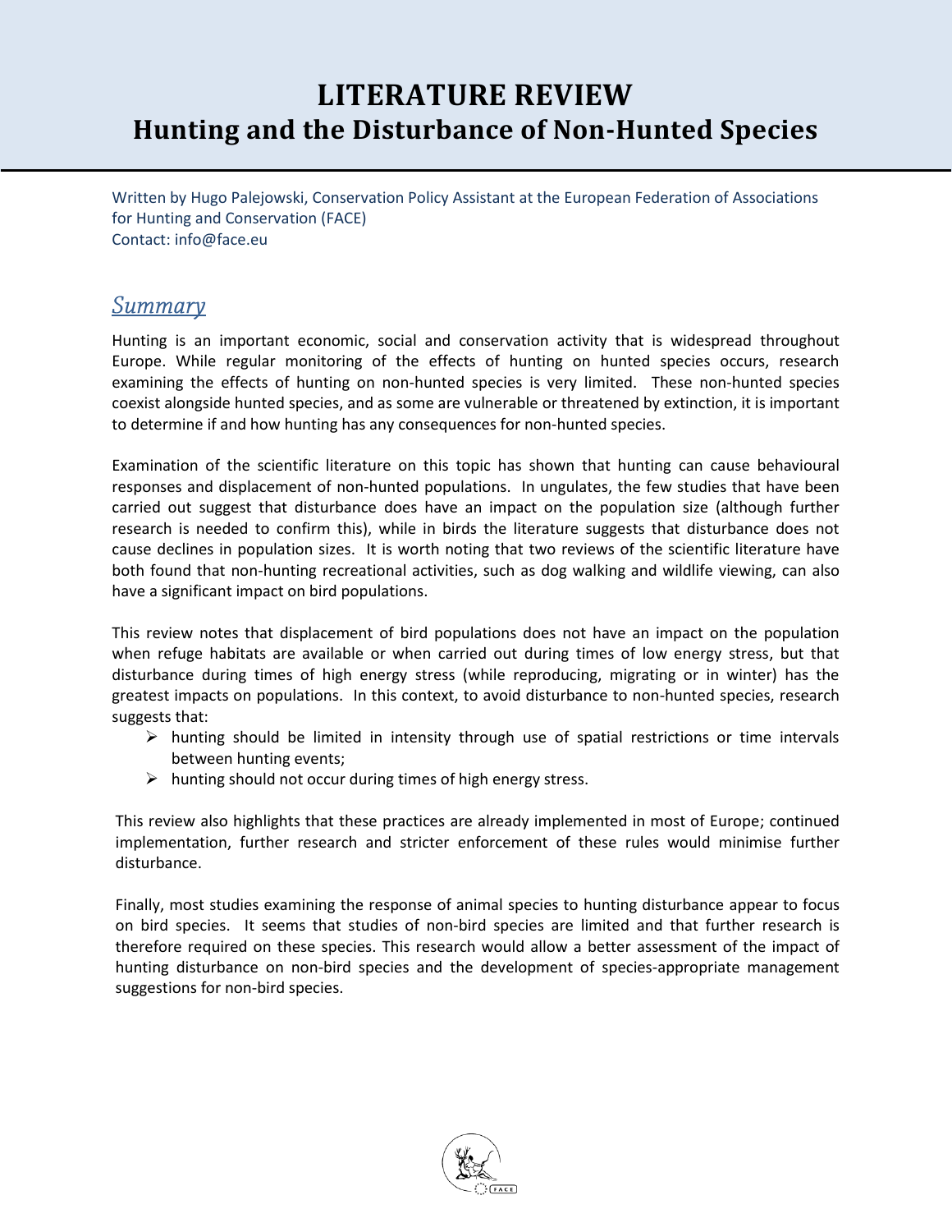# LITERATURE REVIEW
# Hunting and the Disturbance of Non-Hunted Species

Written by Hugo Palejowski, Conservation Policy Assistant at the European Federation of Associations for Hunting and Conservation (FACE)
Contact: info@face.eu

## *Summary*

Hunting is an important economic, social and conservation activity that is widespread throughout Europe. While regular monitoring of the effects of hunting on hunted species occurs, research examining the effects of hunting on non-hunted species is very limited. These non-hunted species coexist alongside hunted species, and as some are vulnerable or threatened by extinction, it is important to determine if and how hunting has any consequences for non-hunted species.

Examination of the scientific literature on this topic has shown that hunting can cause behavioural responses and displacement of non-hunted populations. In ungulates, the few studies that have been carried out suggest that disturbance does have an impact on the population size (although further research is needed to confirm this), while in birds the literature suggests that disturbance does not cause declines in population sizes. It is worth noting that two reviews of the scientific literature have both found that non-hunting recreational activities, such as dog walking and wildlife viewing, can also have a significant impact on bird populations.

This review notes that displacement of bird populations does not have an impact on the population when refuge habitats are available or when carried out during times of low energy stress, but that disturbance during times of high energy stress (while reproducing, migrating or in winter) has the greatest impacts on populations. In this context, to avoid disturbance to non-hunted species, research suggests that:

- hunting should be limited in intensity through use of spatial restrictions or time intervals between hunting events;
- hunting should not occur during times of high energy stress.

This review also highlights that these practices are already implemented in most of Europe; continued implementation, further research and stricter enforcement of these rules would minimise further disturbance.

Finally, most studies examining the response of animal species to hunting disturbance appear to focus on bird species. It seems that studies of non-bird species are limited and that further research is therefore required on these species. This research would allow a better assessment of the impact of hunting disturbance on non-bird species and the development of species-appropriate management suggestions for non-bird species.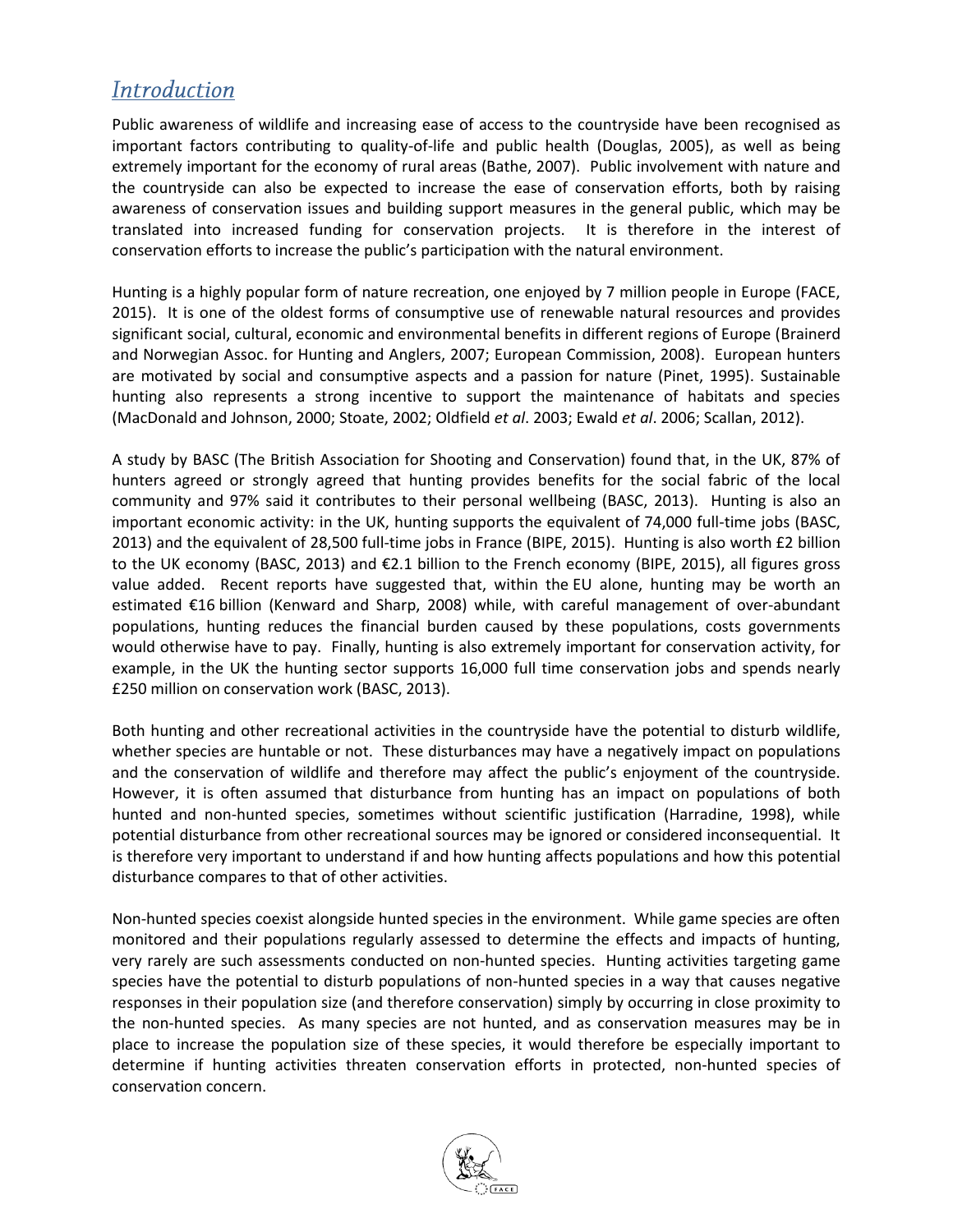## *Introduction*

Public awareness of wildlife and increasing ease of access to the countryside have been recognised as important factors contributing to quality-of-life and public health (Douglas, 2005), as well as being extremely important for the economy of rural areas (Bathe, 2007). Public involvement with nature and the countryside can also be expected to increase the ease of conservation efforts, both by raising awareness of conservation issues and building support measures in the general public, which may be translated into increased funding for conservation projects. It is therefore in the interest of conservation efforts to increase the public's participation with the natural environment.

Hunting is a highly popular form of nature recreation, one enjoyed by 7 million people in Europe (FACE, 2015). It is one of the oldest forms of consumptive use of renewable natural resources and provides significant social, cultural, economic and environmental benefits in different regions of Europe (Brainerd and Norwegian Assoc. for Hunting and Anglers, 2007; European Commission, 2008). European hunters are motivated by social and consumptive aspects and a passion for nature (Pinet, 1995). Sustainable hunting also represents a strong incentive to support the maintenance of habitats and species (MacDonald and Johnson, 2000; Stoate, 2002; Oldfield *et al*. 2003; Ewald *et al*. 2006; Scallan, 2012).

A study by BASC (The British Association for Shooting and Conservation) found that, in the UK, 87% of hunters agreed or strongly agreed that hunting provides benefits for the social fabric of the local community and 97% said it contributes to their personal wellbeing (BASC, 2013). Hunting is also an important economic activity: in the UK, hunting supports the equivalent of 74,000 full-time jobs (BASC, 2013) and the equivalent of 28,500 full-time jobs in France (BIPE, 2015). Hunting is also worth £2 billion to the UK economy (BASC, 2013) and €2.1 billion to the French economy (BIPE, 2015), all figures gross value added. Recent reports have suggested that, within the EU alone, hunting may be worth an estimated €16 billion (Kenward and Sharp, 2008) while, with careful management of over-abundant populations, hunting reduces the financial burden caused by these populations, costs governments would otherwise have to pay. Finally, hunting is also extremely important for conservation activity, for example, in the UK the hunting sector supports 16,000 full time conservation jobs and spends nearly £250 million on conservation work (BASC, 2013).

Both hunting and other recreational activities in the countryside have the potential to disturb wildlife, whether species are huntable or not. These disturbances may have a negatively impact on populations and the conservation of wildlife and therefore may affect the public's enjoyment of the countryside. However, it is often assumed that disturbance from hunting has an impact on populations of both hunted and non-hunted species, sometimes without scientific justification (Harradine, 1998), while potential disturbance from other recreational sources may be ignored or considered inconsequential. It is therefore very important to understand if and how hunting affects populations and how this potential disturbance compares to that of other activities.

Non-hunted species coexist alongside hunted species in the environment. While game species are often monitored and their populations regularly assessed to determine the effects and impacts of hunting, very rarely are such assessments conducted on non-hunted species. Hunting activities targeting game species have the potential to disturb populations of non-hunted species in a way that causes negative responses in their population size (and therefore conservation) simply by occurring in close proximity to the non-hunted species. As many species are not hunted, and as conservation measures may be in place to increase the population size of these species, it would therefore be especially important to determine if hunting activities threaten conservation efforts in protected, non-hunted species of conservation concern.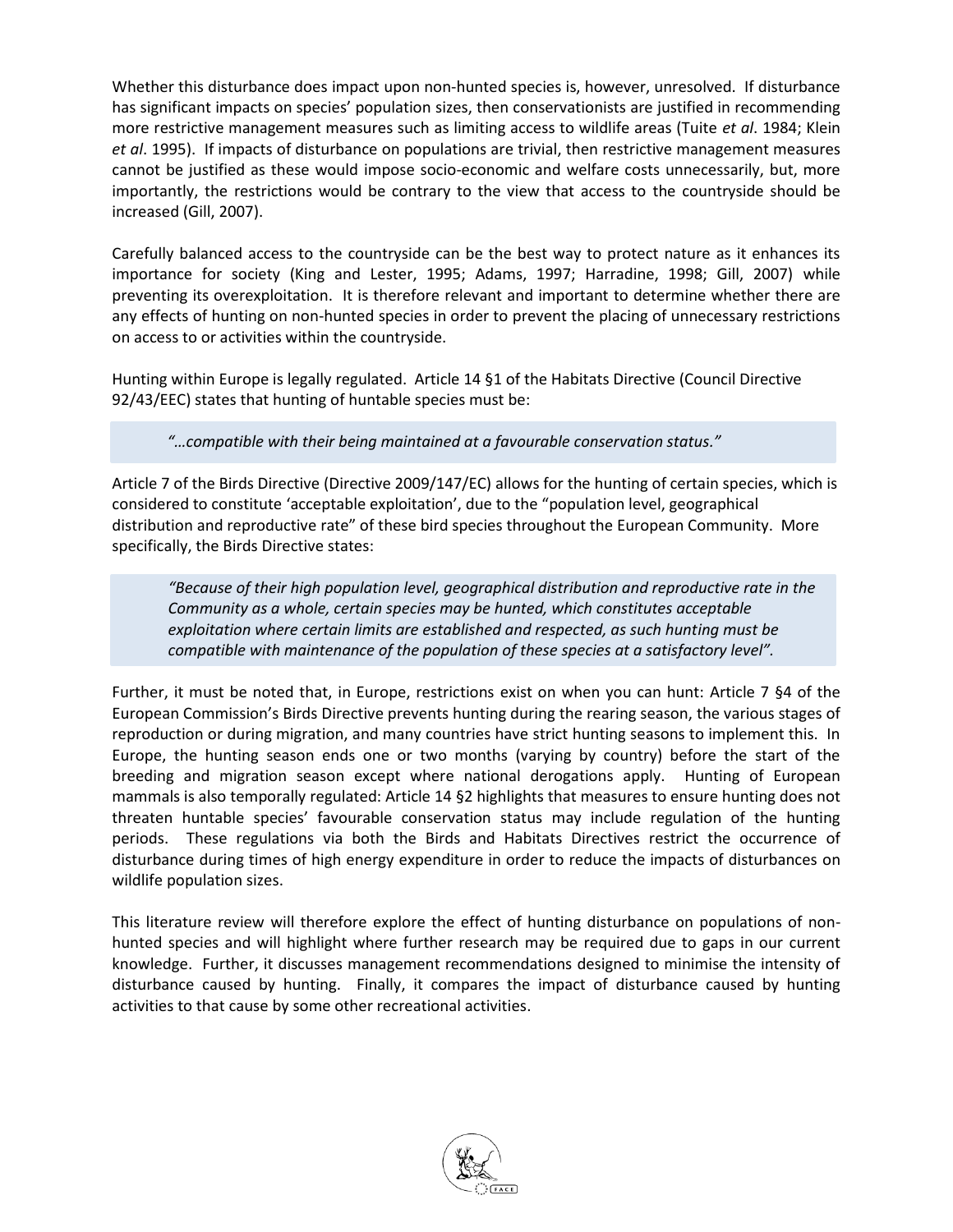Whether this disturbance does impact upon non-hunted species is, however, unresolved. If disturbance has significant impacts on species' population sizes, then conservationists are justified in recommending more restrictive management measures such as limiting access to wildlife areas (Tuite *et al*. 1984; Klein *et al*. 1995). If impacts of disturbance on populations are trivial, then restrictive management measures cannot be justified as these would impose socio-economic and welfare costs unnecessarily, but, more importantly, the restrictions would be contrary to the view that access to the countryside should be increased (Gill, 2007).

Carefully balanced access to the countryside can be the best way to protect nature as it enhances its importance for society (King and Lester, 1995; Adams, 1997; Harradine, 1998; Gill, 2007) while preventing its overexploitation. It is therefore relevant and important to determine whether there are any effects of hunting on non-hunted species in order to prevent the placing of unnecessary restrictions on access to or activities within the countryside.

Hunting within Europe is legally regulated. Article 14 §1 of the Habitats Directive (Council Directive 92/43/EEC) states that hunting of huntable species must be:

> *"…compatible with their being maintained at a favourable conservation status."*

Article 7 of the Birds Directive (Directive 2009/147/EC) allows for the hunting of certain species, which is considered to constitute 'acceptable exploitation', due to the "population level, geographical distribution and reproductive rate" of these bird species throughout the European Community. More specifically, the Birds Directive states:

> *"Because of their high population level, geographical distribution and reproductive rate in the Community as a whole, certain species may be hunted, which constitutes acceptable exploitation where certain limits are established and respected, as such hunting must be compatible with maintenance of the population of these species at a satisfactory level".*

Further, it must be noted that, in Europe, restrictions exist on when you can hunt: Article 7 §4 of the European Commission's Birds Directive prevents hunting during the rearing season, the various stages of reproduction or during migration, and many countries have strict hunting seasons to implement this. In Europe, the hunting season ends one or two months (varying by country) before the start of the breeding and migration season except where national derogations apply. Hunting of European mammals is also temporally regulated: Article 14 §2 highlights that measures to ensure hunting does not threaten huntable species' favourable conservation status may include regulation of the hunting periods. These regulations via both the Birds and Habitats Directives restrict the occurrence of disturbance during times of high energy expenditure in order to reduce the impacts of disturbances on wildlife population sizes.

This literature review will therefore explore the effect of hunting disturbance on populations of non-hunted species and will highlight where further research may be required due to gaps in our current knowledge. Further, it discusses management recommendations designed to minimise the intensity of disturbance caused by hunting. Finally, it compares the impact of disturbance caused by hunting activities to that cause by some other recreational activities.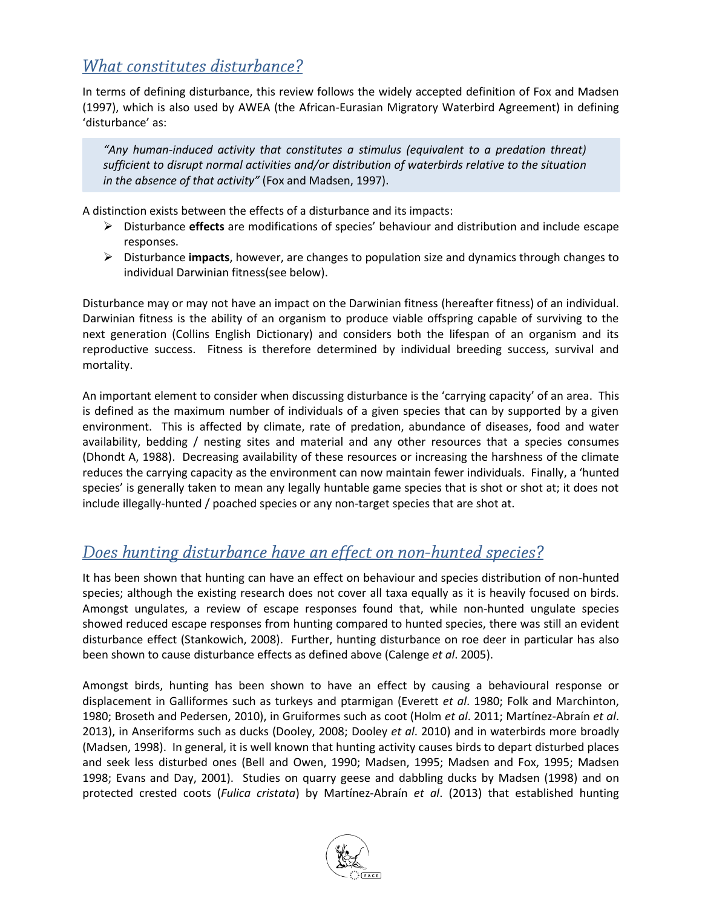## What constitutes disturbance?

In terms of defining disturbance, this review follows the widely accepted definition of Fox and Madsen (1997), which is also used by AWEA (the African-Eurasian Migratory Waterbird Agreement) in defining 'disturbance' as:

> *"Any human-induced activity that constitutes a stimulus (equivalent to a predation threat) sufficient to disrupt normal activities and/or distribution of waterbirds relative to the situation in the absence of that activity"* (Fox and Madsen, 1997).

A distinction exists between the effects of a disturbance and its impacts:

- Disturbance **effects** are modifications of species' behaviour and distribution and include escape responses.
- Disturbance **impacts**, however, are changes to population size and dynamics through changes to individual Darwinian fitness(see below).

Disturbance may or may not have an impact on the Darwinian fitness (hereafter fitness) of an individual. Darwinian fitness is the ability of an organism to produce viable offspring capable of surviving to the next generation (Collins English Dictionary) and considers both the lifespan of an organism and its reproductive success. Fitness is therefore determined by individual breeding success, survival and mortality.

An important element to consider when discussing disturbance is the 'carrying capacity' of an area. This is defined as the maximum number of individuals of a given species that can by supported by a given environment. This is affected by climate, rate of predation, abundance of diseases, food and water availability, bedding / nesting sites and material and any other resources that a species consumes (Dhondt A, 1988). Decreasing availability of these resources or increasing the harshness of the climate reduces the carrying capacity as the environment can now maintain fewer individuals. Finally, a 'hunted species' is generally taken to mean any legally huntable game species that is shot or shot at; it does not include illegally-hunted / poached species or any non-target species that are shot at.

## Does hunting disturbance have an effect on non-hunted species?

It has been shown that hunting can have an effect on behaviour and species distribution of non-hunted species; although the existing research does not cover all taxa equally as it is heavily focused on birds. Amongst ungulates, a review of escape responses found that, while non-hunted ungulate species showed reduced escape responses from hunting compared to hunted species, there was still an evident disturbance effect (Stankowich, 2008). Further, hunting disturbance on roe deer in particular has also been shown to cause disturbance effects as defined above (Calenge *et al*. 2005).

Amongst birds, hunting has been shown to have an effect by causing a behavioural response or displacement in Galliformes such as turkeys and ptarmigan (Everett *et al*. 1980; Folk and Marchinton, 1980; Broseth and Pedersen, 2010), in Gruiformes such as coot (Holm *et al*. 2011; Martínez-Abraín *et al*. 2013), in Anseriforms such as ducks (Dooley, 2008; Dooley *et al*. 2010) and in waterbirds more broadly (Madsen, 1998). In general, it is well known that hunting activity causes birds to depart disturbed places and seek less disturbed ones (Bell and Owen, 1990; Madsen, 1995; Madsen and Fox, 1995; Madsen 1998; Evans and Day, 2001). Studies on quarry geese and dabbling ducks by Madsen (1998) and on protected crested coots (*Fulica cristata*) by Martínez-Abraín *et al*. (2013) that established hunting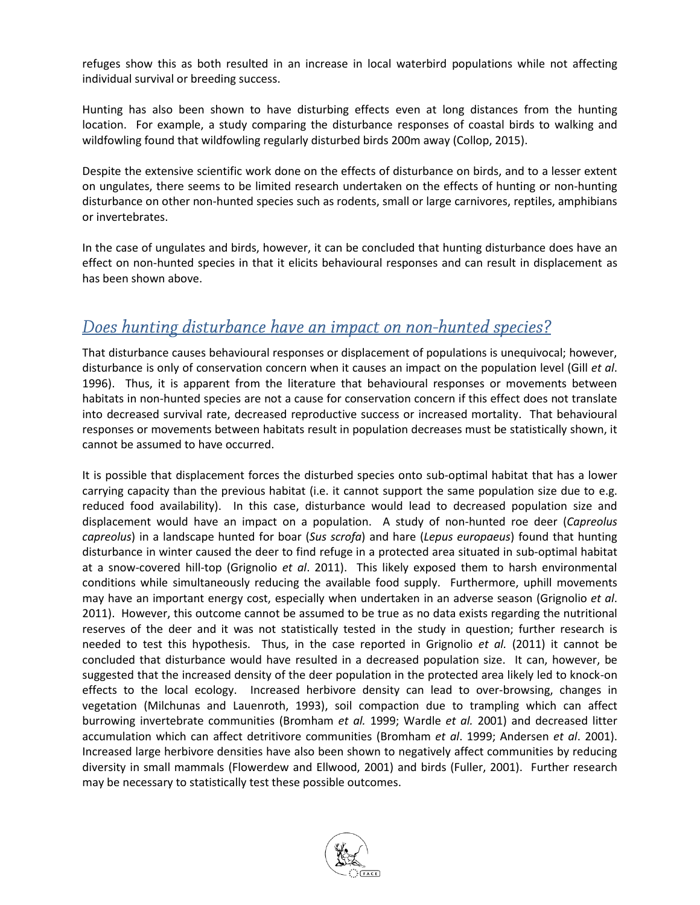refuges show this as both resulted in an increase in local waterbird populations while not affecting individual survival or breeding success.

Hunting has also been shown to have disturbing effects even at long distances from the hunting location. For example, a study comparing the disturbance responses of coastal birds to walking and wildfowling found that wildfowling regularly disturbed birds 200m away (Collop, 2015).

Despite the extensive scientific work done on the effects of disturbance on birds, and to a lesser extent on ungulates, there seems to be limited research undertaken on the effects of hunting or non-hunting disturbance on other non-hunted species such as rodents, small or large carnivores, reptiles, amphibians or invertebrates.

In the case of ungulates and birds, however, it can be concluded that hunting disturbance does have an effect on non-hunted species in that it elicits behavioural responses and can result in displacement as has been shown above.

## *Does hunting disturbance have an impact on non-hunted species?*

That disturbance causes behavioural responses or displacement of populations is unequivocal; however, disturbance is only of conservation concern when it causes an impact on the population level (Gill *et al*. 1996). Thus, it is apparent from the literature that behavioural responses or movements between habitats in non-hunted species are not a cause for conservation concern if this effect does not translate into decreased survival rate, decreased reproductive success or increased mortality. That behavioural responses or movements between habitats result in population decreases must be statistically shown, it cannot be assumed to have occurred.

It is possible that displacement forces the disturbed species onto sub-optimal habitat that has a lower carrying capacity than the previous habitat (i.e. it cannot support the same population size due to e.g. reduced food availability). In this case, disturbance would lead to decreased population size and displacement would have an impact on a population. A study of non-hunted roe deer (*Capreolus capreolus*) in a landscape hunted for boar (*Sus scrofa*) and hare (*Lepus europaeus*) found that hunting disturbance in winter caused the deer to find refuge in a protected area situated in sub-optimal habitat at a snow-covered hill-top (Grignolio *et al*. 2011). This likely exposed them to harsh environmental conditions while simultaneously reducing the available food supply. Furthermore, uphill movements may have an important energy cost, especially when undertaken in an adverse season (Grignolio *et al*. 2011). However, this outcome cannot be assumed to be true as no data exists regarding the nutritional reserves of the deer and it was not statistically tested in the study in question; further research is needed to test this hypothesis. Thus, in the case reported in Grignolio *et al.* (2011) it cannot be concluded that disturbance would have resulted in a decreased population size. It can, however, be suggested that the increased density of the deer population in the protected area likely led to knock-on effects to the local ecology. Increased herbivore density can lead to over-browsing, changes in vegetation (Milchunas and Lauenroth, 1993), soil compaction due to trampling which can affect burrowing invertebrate communities (Bromham *et al.* 1999; Wardle *et al.* 2001) and decreased litter accumulation which can affect detritivore communities (Bromham *et al*. 1999; Andersen *et al*. 2001). Increased large herbivore densities have also been shown to negatively affect communities by reducing diversity in small mammals (Flowerdew and Ellwood, 2001) and birds (Fuller, 2001). Further research may be necessary to statistically test these possible outcomes.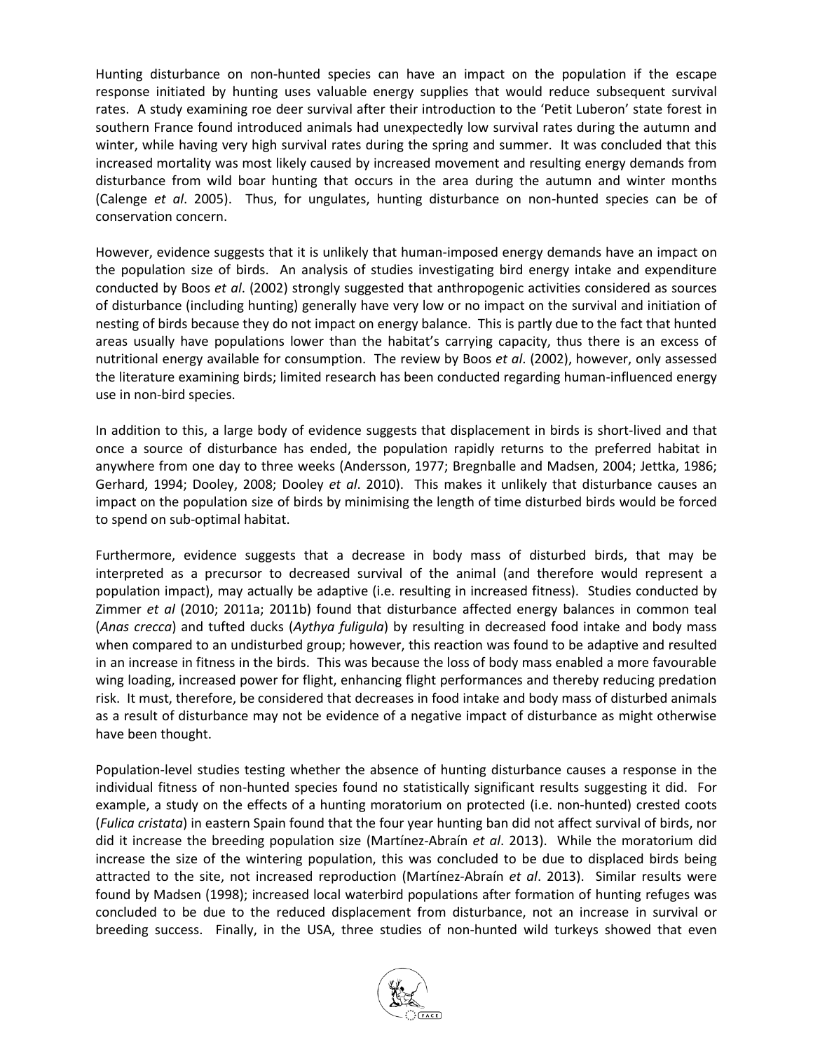Hunting disturbance on non-hunted species can have an impact on the population if the escape response initiated by hunting uses valuable energy supplies that would reduce subsequent survival rates. A study examining roe deer survival after their introduction to the 'Petit Luberon' state forest in southern France found introduced animals had unexpectedly low survival rates during the autumn and winter, while having very high survival rates during the spring and summer. It was concluded that this increased mortality was most likely caused by increased movement and resulting energy demands from disturbance from wild boar hunting that occurs in the area during the autumn and winter months (Calenge *et al*. 2005). Thus, for ungulates, hunting disturbance on non-hunted species can be of conservation concern.

However, evidence suggests that it is unlikely that human-imposed energy demands have an impact on the population size of birds. An analysis of studies investigating bird energy intake and expenditure conducted by Boos *et al*. (2002) strongly suggested that anthropogenic activities considered as sources of disturbance (including hunting) generally have very low or no impact on the survival and initiation of nesting of birds because they do not impact on energy balance. This is partly due to the fact that hunted areas usually have populations lower than the habitat's carrying capacity, thus there is an excess of nutritional energy available for consumption. The review by Boos *et al*. (2002), however, only assessed the literature examining birds; limited research has been conducted regarding human-influenced energy use in non-bird species.

In addition to this, a large body of evidence suggests that displacement in birds is short-lived and that once a source of disturbance has ended, the population rapidly returns to the preferred habitat in anywhere from one day to three weeks (Andersson, 1977; Bregnballe and Madsen, 2004; Jettka, 1986; Gerhard, 1994; Dooley, 2008; Dooley *et al*. 2010). This makes it unlikely that disturbance causes an impact on the population size of birds by minimising the length of time disturbed birds would be forced to spend on sub-optimal habitat.

Furthermore, evidence suggests that a decrease in body mass of disturbed birds, that may be interpreted as a precursor to decreased survival of the animal (and therefore would represent a population impact), may actually be adaptive (i.e. resulting in increased fitness). Studies conducted by Zimmer *et al* (2010; 2011a; 2011b) found that disturbance affected energy balances in common teal (*Anas crecca*) and tufted ducks (*Aythya fuligula*) by resulting in decreased food intake and body mass when compared to an undisturbed group; however, this reaction was found to be adaptive and resulted in an increase in fitness in the birds. This was because the loss of body mass enabled a more favourable wing loading, increased power for flight, enhancing flight performances and thereby reducing predation risk. It must, therefore, be considered that decreases in food intake and body mass of disturbed animals as a result of disturbance may not be evidence of a negative impact of disturbance as might otherwise have been thought.

Population-level studies testing whether the absence of hunting disturbance causes a response in the individual fitness of non-hunted species found no statistically significant results suggesting it did. For example, a study on the effects of a hunting moratorium on protected (i.e. non-hunted) crested coots (*Fulica cristata*) in eastern Spain found that the four year hunting ban did not affect survival of birds, nor did it increase the breeding population size (Martínez-Abraín *et al*. 2013). While the moratorium did increase the size of the wintering population, this was concluded to be due to displaced birds being attracted to the site, not increased reproduction (Martínez-Abraín *et al*. 2013). Similar results were found by Madsen (1998); increased local waterbird populations after formation of hunting refuges was concluded to be due to the reduced displacement from disturbance, not an increase in survival or breeding success. Finally, in the USA, three studies of non-hunted wild turkeys showed that even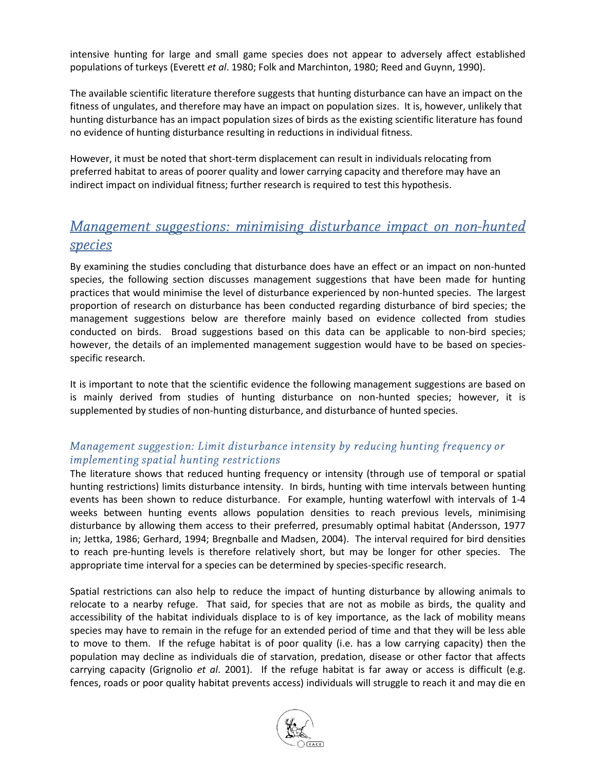intensive hunting for large and small game species does not appear to adversely affect established populations of turkeys (Everett *et al*. 1980; Folk and Marchinton, 1980; Reed and Guynn, 1990).

The available scientific literature therefore suggests that hunting disturbance can have an impact on the fitness of ungulates, and therefore may have an impact on population sizes. It is, however, unlikely that hunting disturbance has an impact population sizes of birds as the existing scientific literature has found no evidence of hunting disturbance resulting in reductions in individual fitness.

However, it must be noted that short-term displacement can result in individuals relocating from preferred habitat to areas of poorer quality and lower carrying capacity and therefore may have an indirect impact on individual fitness; further research is required to test this hypothesis.

## *Management suggestions: minimising disturbance impact on non-hunted species*

By examining the studies concluding that disturbance does have an effect or an impact on non-hunted species, the following section discusses management suggestions that have been made for hunting practices that would minimise the level of disturbance experienced by non-hunted species. The largest proportion of research on disturbance has been conducted regarding disturbance of bird species; the management suggestions below are therefore mainly based on evidence collected from studies conducted on birds. Broad suggestions based on this data can be applicable to non-bird species; however, the details of an implemented management suggestion would have to be based on species-specific research.

It is important to note that the scientific evidence the following management suggestions are based on is mainly derived from studies of hunting disturbance on non-hunted species; however, it is supplemented by studies of non-hunting disturbance, and disturbance of hunted species.

### *Management suggestion: Limit disturbance intensity by reducing hunting frequency or implementing spatial hunting restrictions*

The literature shows that reduced hunting frequency or intensity (through use of temporal or spatial hunting restrictions) limits disturbance intensity. In birds, hunting with time intervals between hunting events has been shown to reduce disturbance. For example, hunting waterfowl with intervals of 1-4 weeks between hunting events allows population densities to reach previous levels, minimising disturbance by allowing them access to their preferred, presumably optimal habitat (Andersson, 1977 in; Jettka, 1986; Gerhard, 1994; Bregnballe and Madsen, 2004). The interval required for bird densities to reach pre-hunting levels is therefore relatively short, but may be longer for other species. The appropriate time interval for a species can be determined by species-specific research.

Spatial restrictions can also help to reduce the impact of hunting disturbance by allowing animals to relocate to a nearby refuge. That said, for species that are not as mobile as birds, the quality and accessibility of the habitat individuals displace to is of key importance, as the lack of mobility means species may have to remain in the refuge for an extended period of time and that they will be less able to move to them. If the refuge habitat is of poor quality (i.e. has a low carrying capacity) then the population may decline as individuals die of starvation, predation, disease or other factor that affects carrying capacity (Grignolio *et al*. 2001). If the refuge habitat is far away or access is difficult (e.g. fences, roads or poor quality habitat prevents access) individuals will struggle to reach it and may die en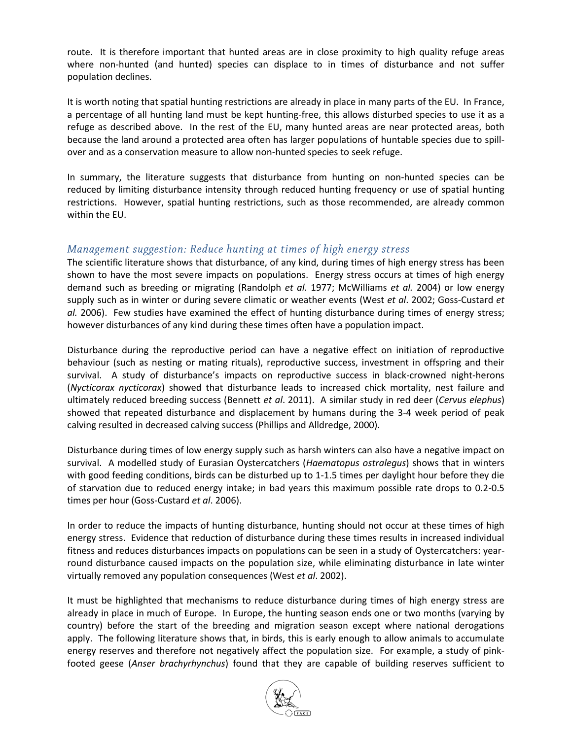route. It is therefore important that hunted areas are in close proximity to high quality refuge areas where non-hunted (and hunted) species can displace to in times of disturbance and not suffer population declines.

It is worth noting that spatial hunting restrictions are already in place in many parts of the EU. In France, a percentage of all hunting land must be kept hunting-free, this allows disturbed species to use it as a refuge as described above. In the rest of the EU, many hunted areas are near protected areas, both because the land around a protected area often has larger populations of huntable species due to spill-over and as a conservation measure to allow non-hunted species to seek refuge.

In summary, the literature suggests that disturbance from hunting on non-hunted species can be reduced by limiting disturbance intensity through reduced hunting frequency or use of spatial hunting restrictions. However, spatial hunting restrictions, such as those recommended, are already common within the EU.

### *Management suggestion: Reduce hunting at times of high energy stress*

The scientific literature shows that disturbance, of any kind, during times of high energy stress has been shown to have the most severe impacts on populations. Energy stress occurs at times of high energy demand such as breeding or migrating (Randolph *et al.* 1977; McWilliams *et al.* 2004) or low energy supply such as in winter or during severe climatic or weather events (West *et al*. 2002; Goss-Custard *et al.* 2006). Few studies have examined the effect of hunting disturbance during times of energy stress; however disturbances of any kind during these times often have a population impact.

Disturbance during the reproductive period can have a negative effect on initiation of reproductive behaviour (such as nesting or mating rituals), reproductive success, investment in offspring and their survival. A study of disturbance's impacts on reproductive success in black-crowned night-herons (*Nycticorax nycticorax*) showed that disturbance leads to increased chick mortality, nest failure and ultimately reduced breeding success (Bennett *et al*. 2011). A similar study in red deer (*Cervus elephus*) showed that repeated disturbance and displacement by humans during the 3-4 week period of peak calving resulted in decreased calving success (Phillips and Alldredge, 2000).

Disturbance during times of low energy supply such as harsh winters can also have a negative impact on survival. A modelled study of Eurasian Oystercatchers (*Haematopus ostralegus*) shows that in winters with good feeding conditions, birds can be disturbed up to 1-1.5 times per daylight hour before they die of starvation due to reduced energy intake; in bad years this maximum possible rate drops to 0.2-0.5 times per hour (Goss-Custard *et al*. 2006).

In order to reduce the impacts of hunting disturbance, hunting should not occur at these times of high energy stress. Evidence that reduction of disturbance during these times results in increased individual fitness and reduces disturbances impacts on populations can be seen in a study of Oystercatchers: year-round disturbance caused impacts on the population size, while eliminating disturbance in late winter virtually removed any population consequences (West *et al*. 2002).

It must be highlighted that mechanisms to reduce disturbance during times of high energy stress are already in place in much of Europe. In Europe, the hunting season ends one or two months (varying by country) before the start of the breeding and migration season except where national derogations apply. The following literature shows that, in birds, this is early enough to allow animals to accumulate energy reserves and therefore not negatively affect the population size. For example, a study of pink-footed geese (*Anser brachyrhynchus*) found that they are capable of building reserves sufficient to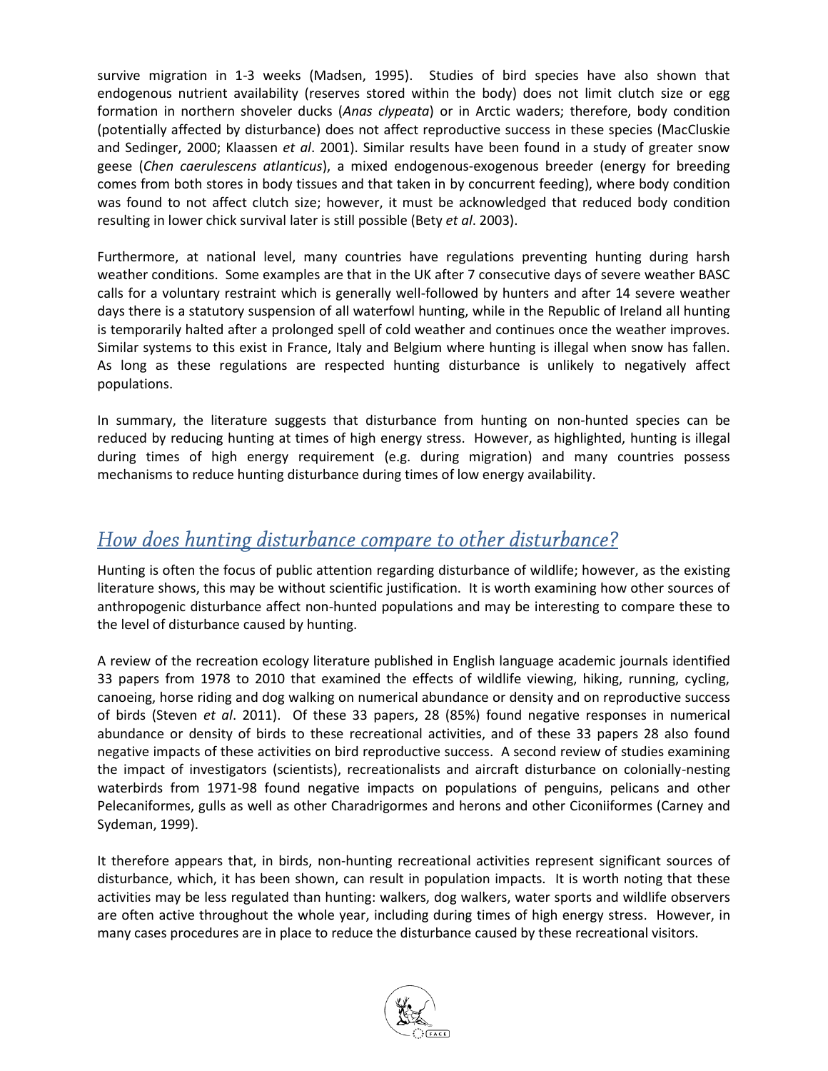survive migration in 1-3 weeks (Madsen, 1995). Studies of bird species have also shown that endogenous nutrient availability (reserves stored within the body) does not limit clutch size or egg formation in northern shoveler ducks (*Anas clypeata*) or in Arctic waders; therefore, body condition (potentially affected by disturbance) does not affect reproductive success in these species (MacCluskie and Sedinger, 2000; Klaassen *et al*. 2001). Similar results have been found in a study of greater snow geese (*Chen caerulescens atlanticus*), a mixed endogenous-exogenous breeder (energy for breeding comes from both stores in body tissues and that taken in by concurrent feeding), where body condition was found to not affect clutch size; however, it must be acknowledged that reduced body condition resulting in lower chick survival later is still possible (Bety *et al*. 2003).

Furthermore, at national level, many countries have regulations preventing hunting during harsh weather conditions. Some examples are that in the UK after 7 consecutive days of severe weather BASC calls for a voluntary restraint which is generally well-followed by hunters and after 14 severe weather days there is a statutory suspension of all waterfowl hunting, while in the Republic of Ireland all hunting is temporarily halted after a prolonged spell of cold weather and continues once the weather improves. Similar systems to this exist in France, Italy and Belgium where hunting is illegal when snow has fallen. As long as these regulations are respected hunting disturbance is unlikely to negatively affect populations.

In summary, the literature suggests that disturbance from hunting on non-hunted species can be reduced by reducing hunting at times of high energy stress. However, as highlighted, hunting is illegal during times of high energy requirement (e.g. during migration) and many countries possess mechanisms to reduce hunting disturbance during times of low energy availability.

## *How does hunting disturbance compare to other disturbance?*

Hunting is often the focus of public attention regarding disturbance of wildlife; however, as the existing literature shows, this may be without scientific justification. It is worth examining how other sources of anthropogenic disturbance affect non-hunted populations and may be interesting to compare these to the level of disturbance caused by hunting.

A review of the recreation ecology literature published in English language academic journals identified 33 papers from 1978 to 2010 that examined the effects of wildlife viewing, hiking, running, cycling, canoeing, horse riding and dog walking on numerical abundance or density and on reproductive success of birds (Steven *et al*. 2011). Of these 33 papers, 28 (85%) found negative responses in numerical abundance or density of birds to these recreational activities, and of these 33 papers 28 also found negative impacts of these activities on bird reproductive success. A second review of studies examining the impact of investigators (scientists), recreationalists and aircraft disturbance on colonially-nesting waterbirds from 1971-98 found negative impacts on populations of penguins, pelicans and other Pelecaniformes, gulls as well as other Charadrigormes and herons and other Ciconiiformes (Carney and Sydeman, 1999).

It therefore appears that, in birds, non-hunting recreational activities represent significant sources of disturbance, which, it has been shown, can result in population impacts. It is worth noting that these activities may be less regulated than hunting: walkers, dog walkers, water sports and wildlife observers are often active throughout the whole year, including during times of high energy stress. However, in many cases procedures are in place to reduce the disturbance caused by these recreational visitors.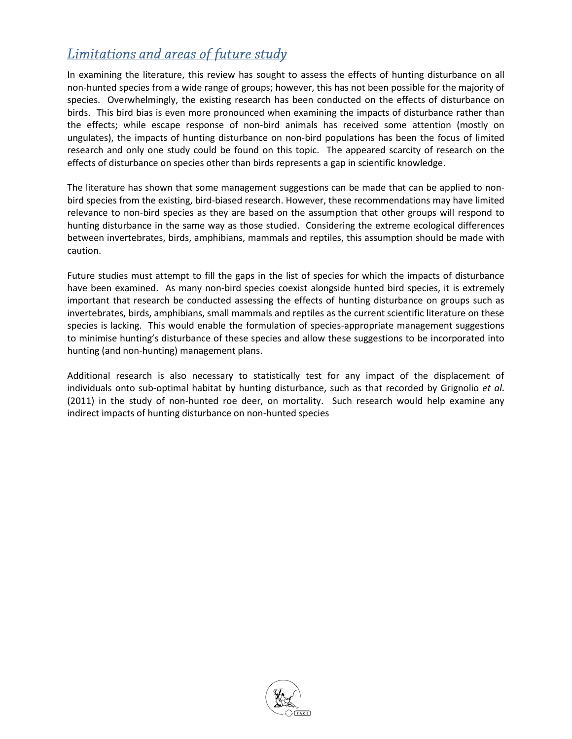## *Limitations and areas of future study*

In examining the literature, this review has sought to assess the effects of hunting disturbance on all non-hunted species from a wide range of groups; however, this has not been possible for the majority of species. Overwhelmingly, the existing research has been conducted on the effects of disturbance on birds. This bird bias is even more pronounced when examining the impacts of disturbance rather than the effects; while escape response of non-bird animals has received some attention (mostly on ungulates), the impacts of hunting disturbance on non-bird populations has been the focus of limited research and only one study could be found on this topic. The appeared scarcity of research on the effects of disturbance on species other than birds represents a gap in scientific knowledge.

The literature has shown that some management suggestions can be made that can be applied to non-bird species from the existing, bird-biased research. However, these recommendations may have limited relevance to non-bird species as they are based on the assumption that other groups will respond to hunting disturbance in the same way as those studied. Considering the extreme ecological differences between invertebrates, birds, amphibians, mammals and reptiles, this assumption should be made with caution.

Future studies must attempt to fill the gaps in the list of species for which the impacts of disturbance have been examined. As many non-bird species coexist alongside hunted bird species, it is extremely important that research be conducted assessing the effects of hunting disturbance on groups such as invertebrates, birds, amphibians, small mammals and reptiles as the current scientific literature on these species is lacking. This would enable the formulation of species-appropriate management suggestions to minimise hunting's disturbance of these species and allow these suggestions to be incorporated into hunting (and non-hunting) management plans.

Additional research is also necessary to statistically test for any impact of the displacement of individuals onto sub-optimal habitat by hunting disturbance, such as that recorded by Grignolio *et al*. (2011) in the study of non-hunted roe deer, on mortality. Such research would help examine any indirect impacts of hunting disturbance on non-hunted species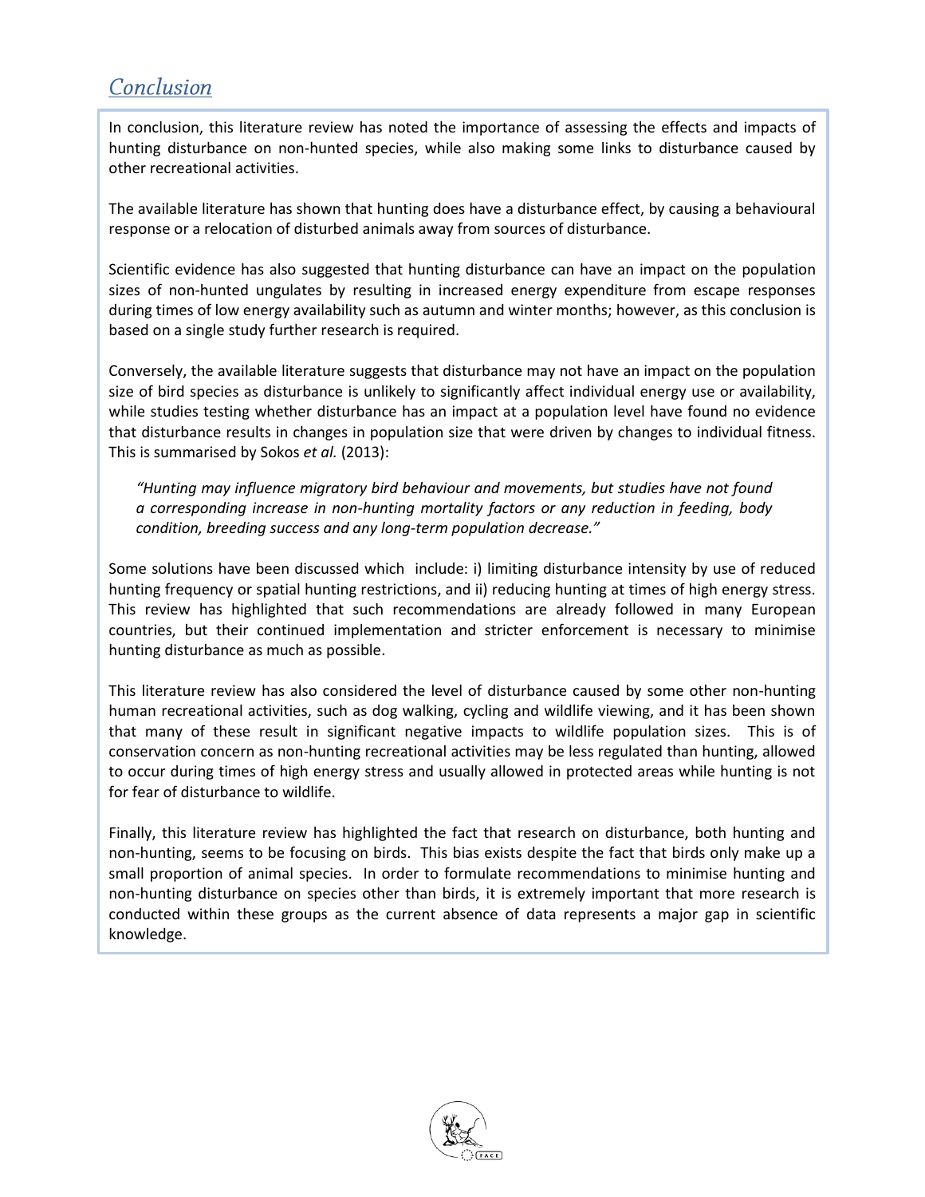# *Conclusion*

In conclusion, this literature review has noted the importance of assessing the effects and impacts of hunting disturbance on non-hunted species, while also making some links to disturbance caused by other recreational activities.

The available literature has shown that hunting does have a disturbance effect, by causing a behavioural response or a relocation of disturbed animals away from sources of disturbance.

Scientific evidence has also suggested that hunting disturbance can have an impact on the population sizes of non-hunted ungulates by resulting in increased energy expenditure from escape responses during times of low energy availability such as autumn and winter months; however, as this conclusion is based on a single study further research is required.

Conversely, the available literature suggests that disturbance may not have an impact on the population size of bird species as disturbance is unlikely to significantly affect individual energy use or availability, while studies testing whether disturbance has an impact at a population level have found no evidence that disturbance results in changes in population size that were driven by changes to individual fitness. This is summarised by Sokos *et al.* (2013):

> *"Hunting may influence migratory bird behaviour and movements, but studies have not found a corresponding increase in non-hunting mortality factors or any reduction in feeding, body condition, breeding success and any long-term population decrease."*

Some solutions have been discussed which include: i) limiting disturbance intensity by use of reduced hunting frequency or spatial hunting restrictions, and ii) reducing hunting at times of high energy stress. This review has highlighted that such recommendations are already followed in many European countries, but their continued implementation and stricter enforcement is necessary to minimise hunting disturbance as much as possible.

This literature review has also considered the level of disturbance caused by some other non-hunting human recreational activities, such as dog walking, cycling and wildlife viewing, and it has been shown that many of these result in significant negative impacts to wildlife population sizes. This is of conservation concern as non-hunting recreational activities may be less regulated than hunting, allowed to occur during times of high energy stress and usually allowed in protected areas while hunting is not for fear of disturbance to wildlife.

Finally, this literature review has highlighted the fact that research on disturbance, both hunting and non-hunting, seems to be focusing on birds. This bias exists despite the fact that birds only make up a small proportion of animal species. In order to formulate recommendations to minimise hunting and non-hunting disturbance on species other than birds, it is extremely important that more research is conducted within these groups as the current absence of data represents a major gap in scientific knowledge.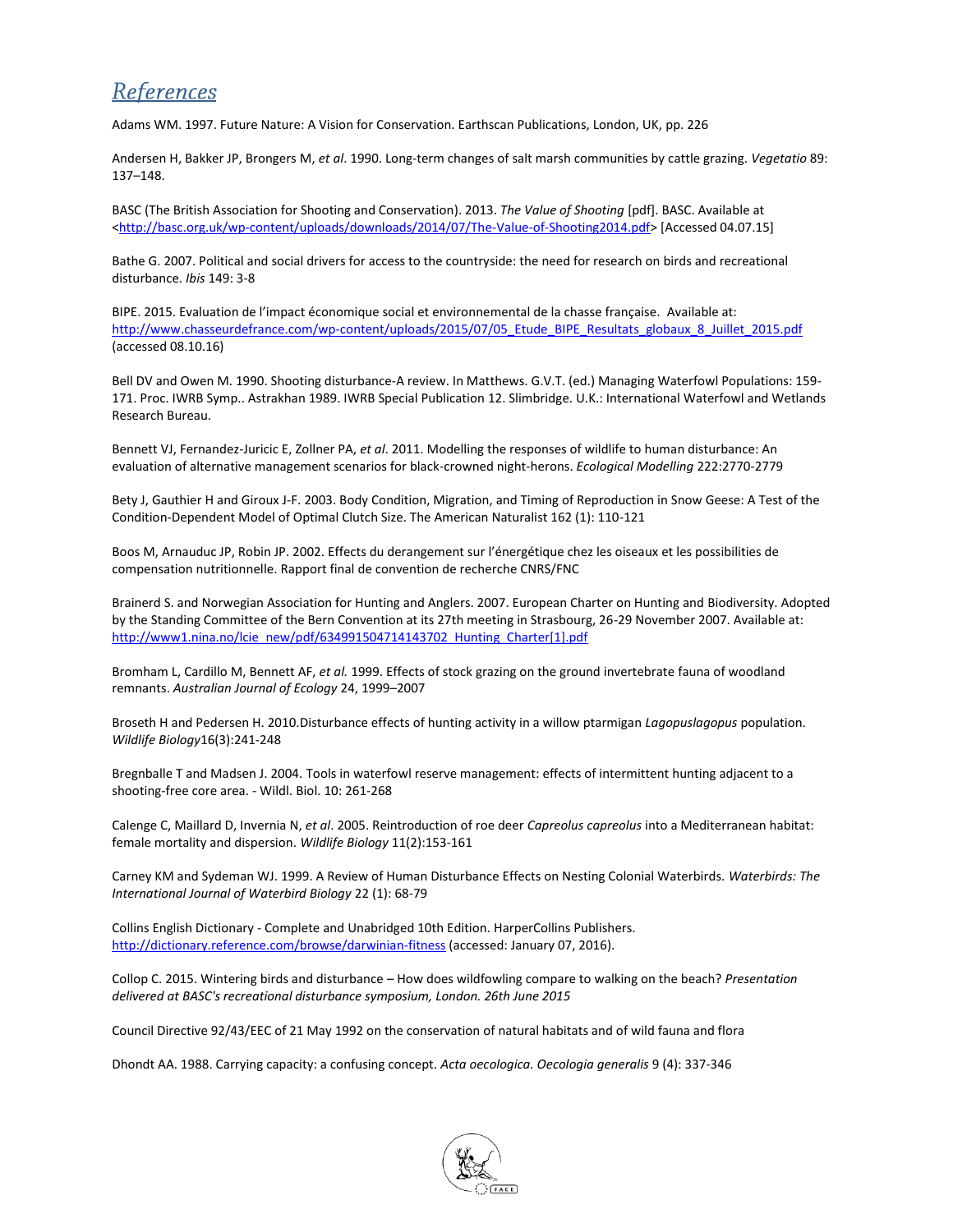# References

Adams WM. 1997. Future Nature: A Vision for Conservation. Earthscan Publications, London, UK, pp. 226

Andersen H, Bakker JP, Brongers M, *et al*. 1990. Long-term changes of salt marsh communities by cattle grazing. *Vegetatio* 89: 137–148.

BASC (The British Association for Shooting and Conservation). 2013. *The Value of Shooting* [pdf]. BASC. Available at <http://basc.org.uk/wp-content/uploads/downloads/2014/07/The-Value-of-Shooting2014.pdf> [Accessed 04.07.15]

Bathe G. 2007. Political and social drivers for access to the countryside: the need for research on birds and recreational disturbance. *Ibis* 149: 3-8

BIPE. 2015. Evaluation de l'impact économique social et environnemental de la chasse française. Available at: http://www.chasseurdefrance.com/wp-content/uploads/2015/07/05_Etude_BIPE_Resultats_globaux_8_Juillet_2015.pdf (accessed 08.10.16)

Bell DV and Owen M. 1990. Shooting disturbance-A review. In Matthews. G.V.T. (ed.) Managing Waterfowl Populations: 159-171. Proc. IWRB Symp.. Astrakhan 1989. IWRB Special Publication 12. Slimbridge. U.K.: International Waterfowl and Wetlands Research Bureau.

Bennett VJ, Fernandez-Juricic E, Zollner PA, *et al*. 2011. Modelling the responses of wildlife to human disturbance: An evaluation of alternative management scenarios for black-crowned night-herons. *Ecological Modelling* 222:2770-2779

Bety J, Gauthier H and Giroux J-F. 2003. Body Condition, Migration, and Timing of Reproduction in Snow Geese: A Test of the Condition-Dependent Model of Optimal Clutch Size. The American Naturalist 162 (1): 110-121

Boos M, Arnauduc JP, Robin JP. 2002. Effects du derangement sur l'énergétique chez les oiseaux et les possibilities de compensation nutritionnelle. Rapport final de convention de recherche CNRS/FNC

Brainerd S. and Norwegian Association for Hunting and Anglers. 2007. European Charter on Hunting and Biodiversity. Adopted by the Standing Committee of the Bern Convention at its 27th meeting in Strasbourg, 26-29 November 2007. Available at: http://www1.nina.no/lcie_new/pdf/634991504714143702_Hunting_Charter[1].pdf

Bromham L, Cardillo M, Bennett AF, *et al.* 1999. Effects of stock grazing on the ground invertebrate fauna of woodland remnants. *Australian Journal of Ecology* 24, 1999–2007

Broseth H and Pedersen H. 2010.Disturbance effects of hunting activity in a willow ptarmigan *Lagopuslagopus* population. *Wildlife Biology*16(3):241-248

Bregnballe T and Madsen J. 2004. Tools in waterfowl reserve management: effects of intermittent hunting adjacent to a shooting-free core area. - Wildl. Biol. 10: 261-268

Calenge C, Maillard D, Invernia N, *et al*. 2005. Reintroduction of roe deer *Capreolus capreolus* into a Mediterranean habitat: female mortality and dispersion. *Wildlife Biology* 11(2):153-161

Carney KM and Sydeman WJ. 1999. A Review of Human Disturbance Effects on Nesting Colonial Waterbirds. *Waterbirds: The International Journal of Waterbird Biology* 22 (1): 68-79

Collins English Dictionary - Complete and Unabridged 10th Edition. HarperCollins Publishers. http://dictionary.reference.com/browse/darwinian-fitness (accessed: January 07, 2016).

Collop C. 2015. Wintering birds and disturbance – How does wildfowling compare to walking on the beach? *Presentation delivered at BASC's recreational disturbance symposium, London. 26th June 2015*

Council Directive 92/43/EEC of 21 May 1992 on the conservation of natural habitats and of wild fauna and flora

Dhondt AA. 1988. Carrying capacity: a confusing concept. *Acta oecologica. Oecologia generalis* 9 (4): 337-346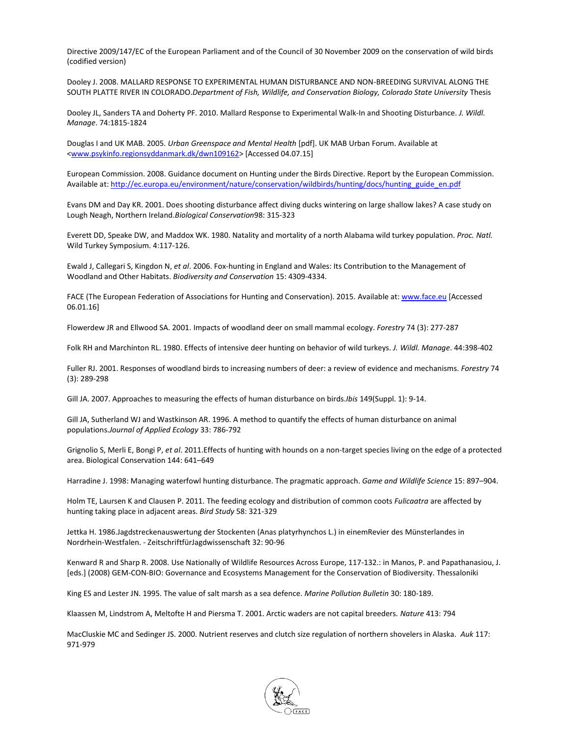Directive 2009/147/EC of the European Parliament and of the Council of 30 November 2009 on the conservation of wild birds (codified version)

Dooley J. 2008. MALLARD RESPONSE TO EXPERIMENTAL HUMAN DISTURBANCE AND NON-BREEDING SURVIVAL ALONG THE SOUTH PLATTE RIVER IN COLORADO.*Department of Fish, Wildlife, and Conservation Biology, Colorado State University* Thesis

Dooley JL, Sanders TA and Doherty PF. 2010. Mallard Response to Experimental Walk-In and Shooting Disturbance. *J. Wildl. Manage*. 74:1815-1824

Douglas I and UK MAB. 2005. *Urban Greenspace and Mental Health* [pdf]. UK MAB Urban Forum. Available at <www.psykinfo.regionsyddanmark.dk/dwn109162> [Accessed 04.07.15]

European Commission. 2008. Guidance document on Hunting under the Birds Directive. Report by the European Commission. Available at: http://ec.europa.eu/environment/nature/conservation/wildbirds/hunting/docs/hunting_guide_en.pdf

Evans DM and Day KR. 2001. Does shooting disturbance affect diving ducks wintering on large shallow lakes? A case study on Lough Neagh, Northern Ireland.*Biological Conservation*98: 315-323

Everett DD, Speake DW, and Maddox WK. 1980. Natality and mortality of a north Alabama wild turkey population. *Proc. Natl.* Wild Turkey Symposium. 4:117-126.

Ewald J, Callegari S, Kingdon N, *et al*. 2006. Fox-hunting in England and Wales: Its Contribution to the Management of Woodland and Other Habitats. *Biodiversity and Conservation* 15: 4309-4334.

FACE (The European Federation of Associations for Hunting and Conservation). 2015. Available at: www.face.eu [Accessed 06.01.16]

Flowerdew JR and Ellwood SA. 2001. Impacts of woodland deer on small mammal ecology. *Forestry* 74 (3): 277-287

Folk RH and Marchinton RL. 1980. Effects of intensive deer hunting on behavior of wild turkeys. *J. Wildl. Manage*. 44:398-402

Fuller RJ. 2001. Responses of woodland birds to increasing numbers of deer: a review of evidence and mechanisms. *Forestry* 74 (3): 289-298

Gill JA. 2007. Approaches to measuring the effects of human disturbance on birds.*Ibis* 149(Suppl. 1): 9-14.

Gill JA, Sutherland WJ and Wastkinson AR. 1996. A method to quantify the effects of human disturbance on animal populations.*Journal of Applied Ecology* 33: 786-792

Grignolio S, Merli E, Bongi P, *et al*. 2011.Effects of hunting with hounds on a non-target species living on the edge of a protected area. Biological Conservation 144: 641–649

Harradine J. 1998: Managing waterfowl hunting disturbance. The pragmatic approach. *Game and Wildlife Science* 15: 897–904.

Holm TE, Laursen K and Clausen P. 2011. The feeding ecology and distribution of common coots *Fulicaatra* are affected by hunting taking place in adjacent areas. *Bird Study* 58: 321-329

Jettka H. 1986.Jagdstreckenauswertung der Stockenten (Anas platyrhynchos L.) in einemRevier des Münsterlandes in Nordrhein-Westfalen. - ZeitschriftfürJagdwissenschaft 32: 90-96

Kenward R and Sharp R. 2008. Use Nationally of Wildlife Resources Across Europe, 117-132.: in Manos, P. and Papathanasiou, J. [eds.] (2008) GEM-CON-BIO: Governance and Ecosystems Management for the Conservation of Biodiversity. Thessaloniki

King ES and Lester JN. 1995. The value of salt marsh as a sea defence. *Marine Pollution Bulletin* 30: 180-189.

Klaassen M, Lindstrom A, Meltofte H and Piersma T. 2001. Arctic waders are not capital breeders. *Nature* 413: 794

MacCluskie MC and Sedinger JS. 2000. Nutrient reserves and clutch size regulation of northern shovelers in Alaska. *Auk* 117: 971-979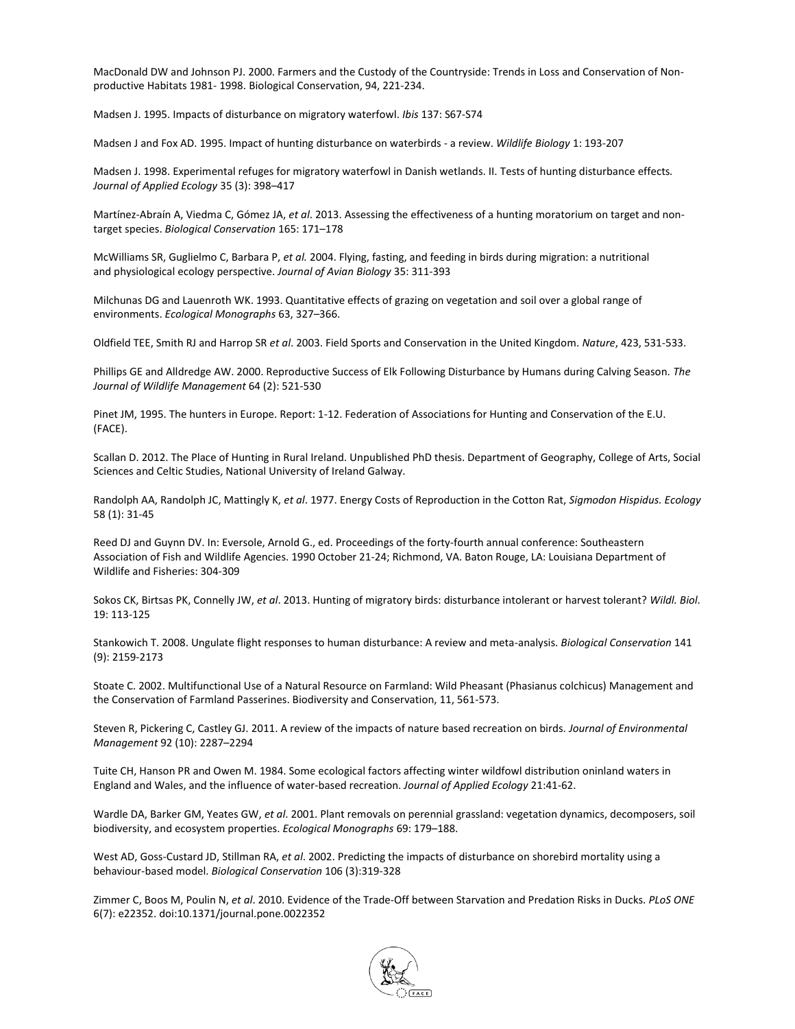MacDonald DW and Johnson PJ. 2000. Farmers and the Custody of the Countryside: Trends in Loss and Conservation of Non-productive Habitats 1981- 1998. Biological Conservation, 94, 221-234.

Madsen J. 1995. Impacts of disturbance on migratory waterfowl. *Ibis* 137: S67-S74

Madsen J and Fox AD. 1995. Impact of hunting disturbance on waterbirds - a review. *Wildlife Biology* 1: 193-207

Madsen J. 1998. Experimental refuges for migratory waterfowl in Danish wetlands. II. Tests of hunting disturbance effects. *Journal of Applied Ecology* 35 (3): 398–417

Martínez-Abraín A, Viedma C, Gómez JA, *et al*. 2013. Assessing the effectiveness of a hunting moratorium on target and non-target species. *Biological Conservation* 165: 171–178

McWilliams SR, Guglielmo C, Barbara P, *et al.* 2004. Flying, fasting, and feeding in birds during migration: a nutritional and physiological ecology perspective. *Journal of Avian Biology* 35: 311-393

Milchunas DG and Lauenroth WK. 1993. Quantitative effects of grazing on vegetation and soil over a global range of environments. *Ecological Monographs* 63, 327–366.

Oldfield TEE, Smith RJ and Harrop SR *et al*. 2003. Field Sports and Conservation in the United Kingdom. *Nature*, 423, 531-533.

Phillips GE and Alldredge AW. 2000. Reproductive Success of Elk Following Disturbance by Humans during Calving Season. *The Journal of Wildlife Management* 64 (2): 521-530

Pinet JM, 1995. The hunters in Europe. Report: 1-12. Federation of Associations for Hunting and Conservation of the E.U. (FACE).

Scallan D. 2012. The Place of Hunting in Rural Ireland. Unpublished PhD thesis. Department of Geography, College of Arts, Social Sciences and Celtic Studies, National University of Ireland Galway.

Randolph AA, Randolph JC, Mattingly K, *et al*. 1977. Energy Costs of Reproduction in the Cotton Rat, *Sigmodon Hispidus. Ecology* 58 (1): 31-45

Reed DJ and Guynn DV. In: Eversole, Arnold G., ed. Proceedings of the forty-fourth annual conference: Southeastern Association of Fish and Wildlife Agencies. 1990 October 21-24; Richmond, VA. Baton Rouge, LA: Louisiana Department of Wildlife and Fisheries: 304-309

Sokos CK, Birtsas PK, Connelly JW, *et al*. 2013. Hunting of migratory birds: disturbance intolerant or harvest tolerant? *Wildl. Biol*. 19: 113-125

Stankowich T. 2008. Ungulate flight responses to human disturbance: A review and meta-analysis. *Biological Conservation* 141 (9): 2159-2173

Stoate C. 2002. Multifunctional Use of a Natural Resource on Farmland: Wild Pheasant (Phasianus colchicus) Management and the Conservation of Farmland Passerines. Biodiversity and Conservation, 11, 561-573.

Steven R, Pickering C, Castley GJ. 2011. A review of the impacts of nature based recreation on birds. *Journal of Environmental Management* 92 (10): 2287–2294

Tuite CH, Hanson PR and Owen M. 1984. Some ecological factors affecting winter wildfowl distribution oninland waters in England and Wales, and the influence of water-based recreation. *Journal of Applied Ecology* 21:41-62.

Wardle DA, Barker GM, Yeates GW, *et al*. 2001. Plant removals on perennial grassland: vegetation dynamics, decomposers, soil biodiversity, and ecosystem properties. *Ecological Monographs* 69: 179–188.

West AD, Goss-Custard JD, Stillman RA, *et al*. 2002. Predicting the impacts of disturbance on shorebird mortality using a behaviour-based model. *Biological Conservation* 106 (3):319-328

Zimmer C, Boos M, Poulin N, *et al*. 2010. Evidence of the Trade-Off between Starvation and Predation Risks in Ducks. *PLoS ONE* 6(7): e22352. doi:10.1371/journal.pone.0022352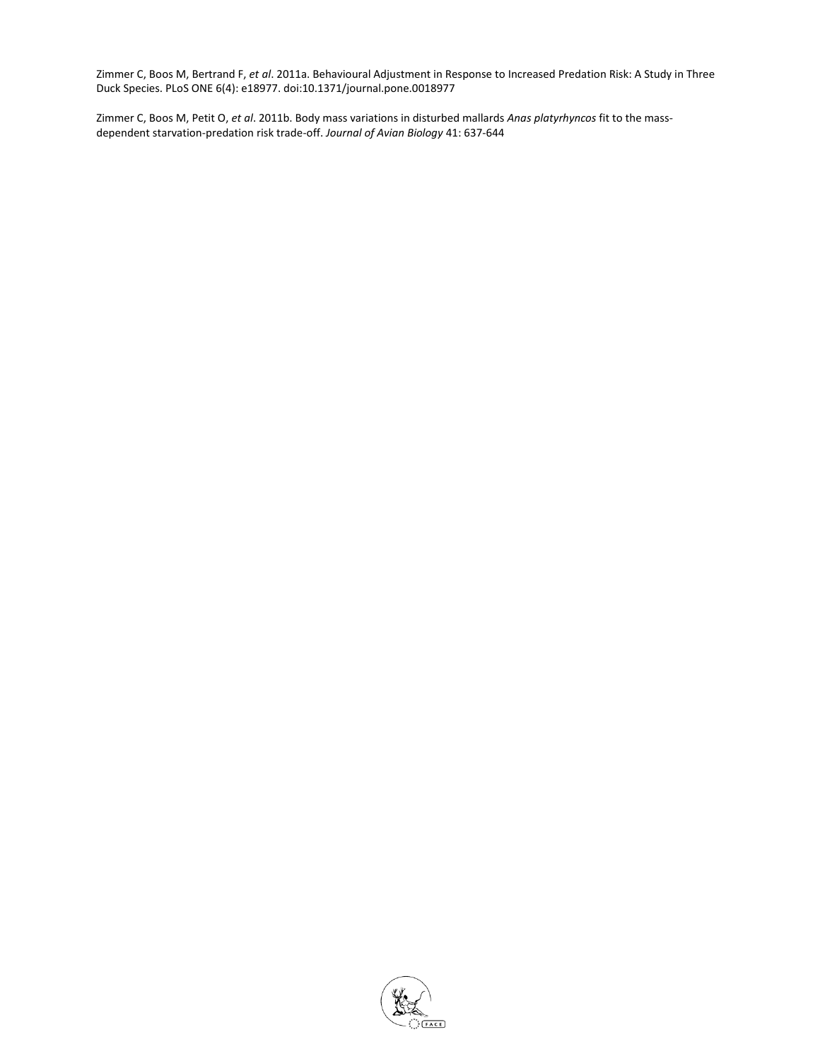Zimmer C, Boos M, Bertrand F, *et al*. 2011a. Behavioural Adjustment in Response to Increased Predation Risk: A Study in Three Duck Species. PLoS ONE 6(4): e18977. doi:10.1371/journal.pone.0018977

Zimmer C, Boos M, Petit O, *et al*. 2011b. Body mass variations in disturbed mallards *Anas platyrhyncos* fit to the mass-dependent starvation-predation risk trade-off. *Journal of Avian Biology* 41: 637-644